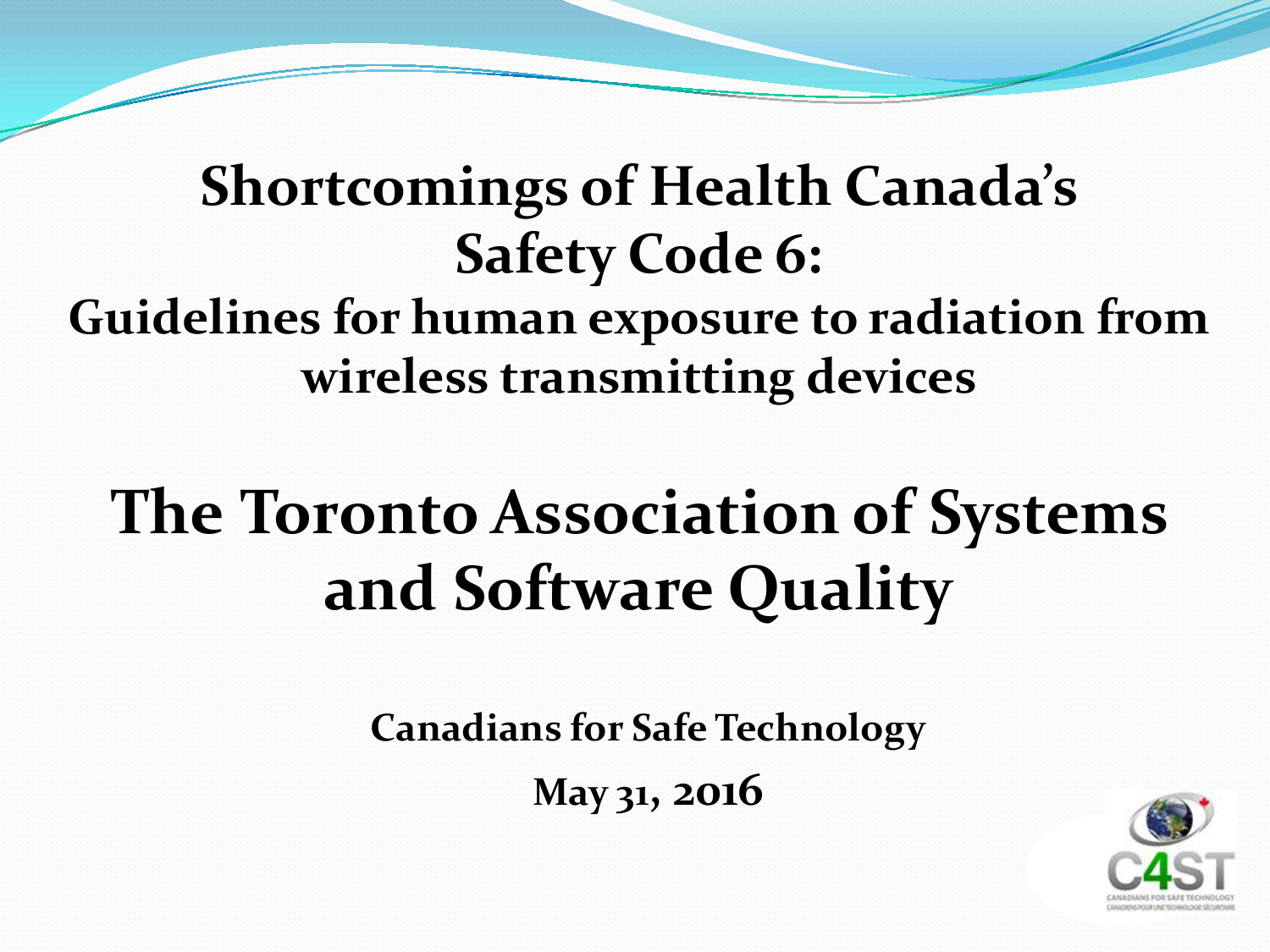# Shortcomings of Health Canada's Safety Code 6:

## Guidelines for human exposure to radiation from wireless transmitting devices

# The Toronto Association of Systems and Software Quality

**Canadians for Safe Technology**

**May 31, 2016**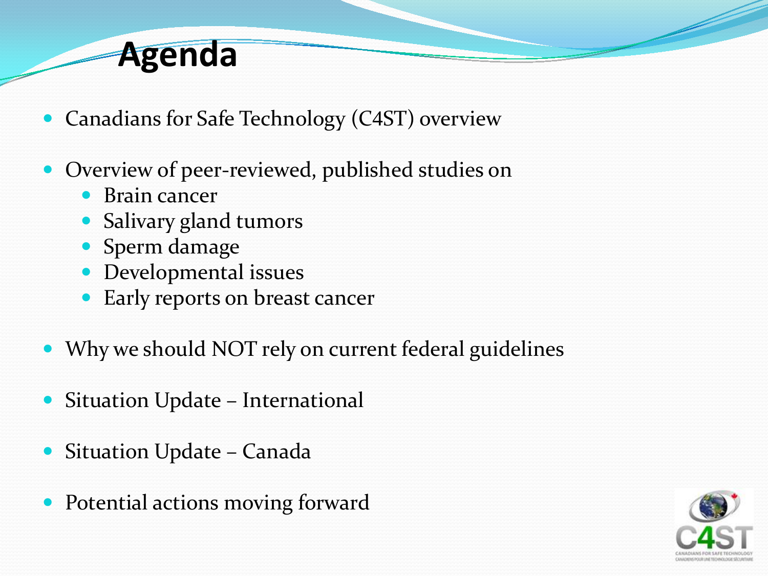# Agenda

- Canadians for Safe Technology (C4ST) overview
- Overview of peer-reviewed, published studies on
  - Brain cancer
  - Salivary gland tumors
  - Sperm damage
  - Developmental issues
  - Early reports on breast cancer
- Why we should NOT rely on current federal guidelines
- Situation Update – International
- Situation Update – Canada
- Potential actions moving forward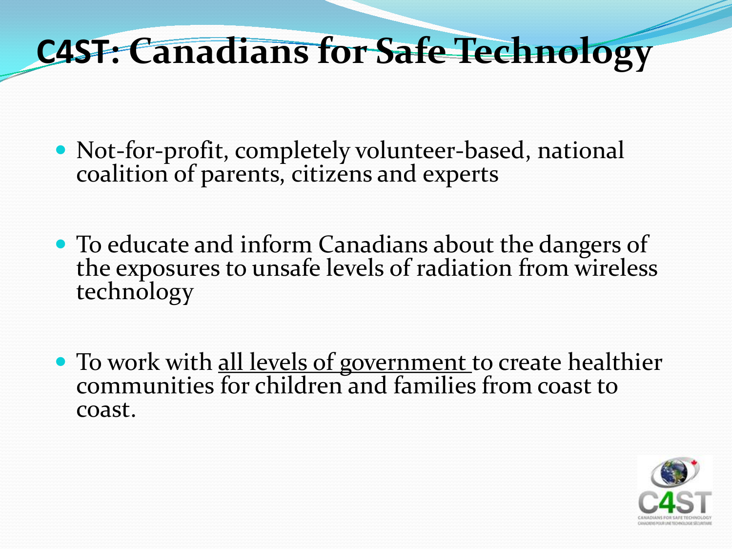# C4ST: Canadians for Safe Technology

- Not-for-profit, completely volunteer-based, national coalition of parents, citizens and experts
- To educate and inform Canadians about the dangers of the exposures to unsafe levels of radiation from wireless technology
- To work with all levels of government to create healthier communities for children and families from coast to coast.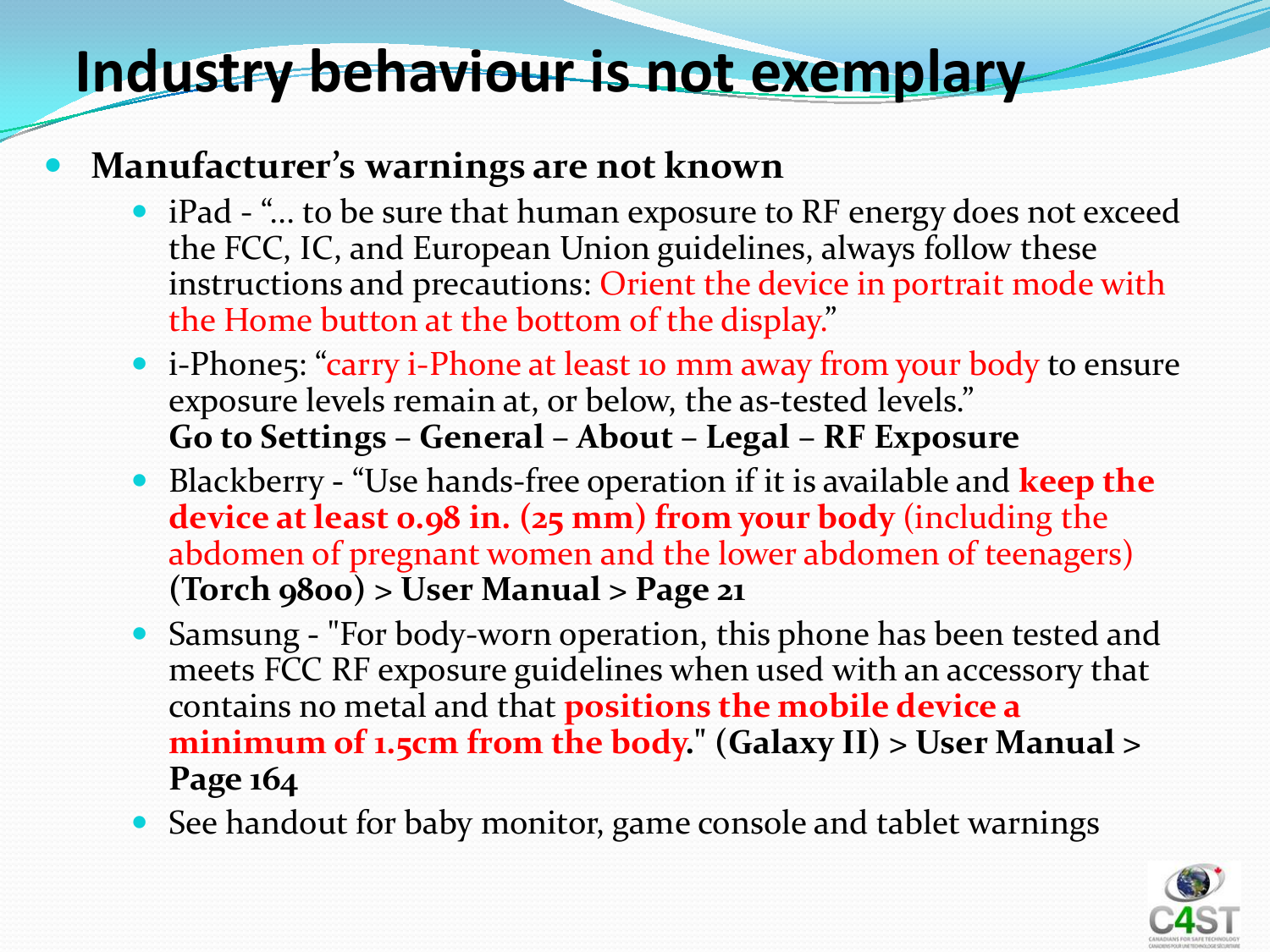# Industry behaviour is not exemplary

- **Manufacturer's warnings are not known**
  - iPad - "… to be sure that human exposure to RF energy does not exceed the FCC, IC, and European Union guidelines, always follow these instructions and precautions: Orient the device in portrait mode with the Home button at the bottom of the display."
  - i-Phone5: "carry i-Phone at least 10 mm away from your body to ensure exposure levels remain at, or below, the as-tested levels." **Go to Settings – General – About – Legal – RF Exposure**
  - Blackberry - "Use hands-free operation if it is available and **keep the device at least 0.98 in. (25 mm) from your body** (including the abdomen of pregnant women and the lower abdomen of teenagers) **(Torch 9800) > User Manual > Page 21**
  - Samsung - "For body-worn operation, this phone has been tested and meets FCC RF exposure guidelines when used with an accessory that contains no metal and that **positions the mobile device a minimum of 1.5cm from the body.**" **(Galaxy II) > User Manual > Page 164**
  - See handout for baby monitor, game console and tablet warnings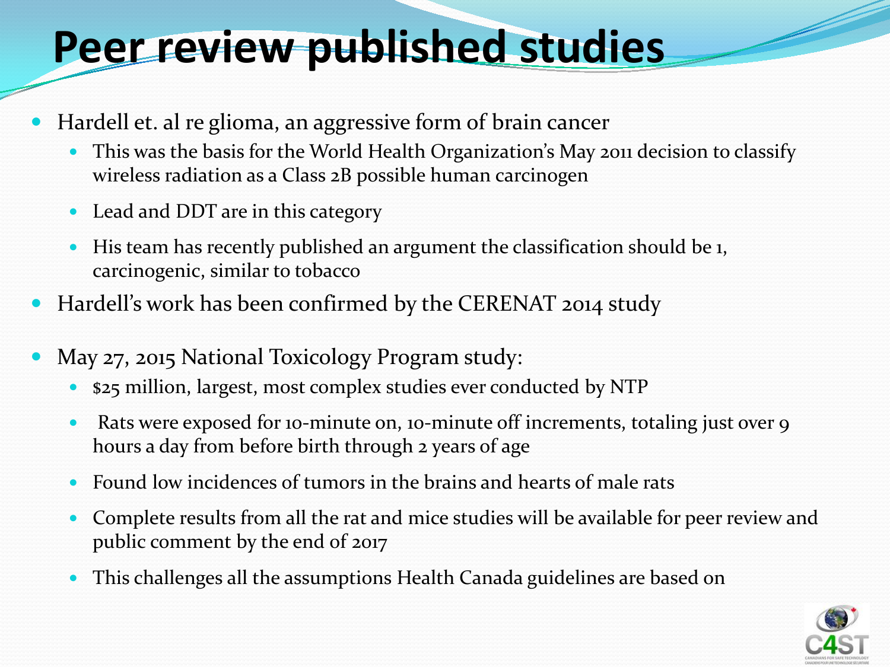# Peer review published studies

- Hardell et. al re glioma, an aggressive form of brain cancer
  - This was the basis for the World Health Organization's May 2011 decision to classify wireless radiation as a Class 2B possible human carcinogen
  - Lead and DDT are in this category
  - His team has recently published an argument the classification should be 1, carcinogenic, similar to tobacco
- Hardell's work has been confirmed by the CERENAT 2014 study
- May 27, 2015 National Toxicology Program study:
  - $25 million, largest, most complex studies ever conducted by NTP
  - Rats were exposed for 10-minute on, 10-minute off increments, totaling just over 9 hours a day from before birth through 2 years of age
  - Found low incidences of tumors in the brains and hearts of male rats
  - Complete results from all the rat and mice studies will be available for peer review and public comment by the end of 2017
  - This challenges all the assumptions Health Canada guidelines are based on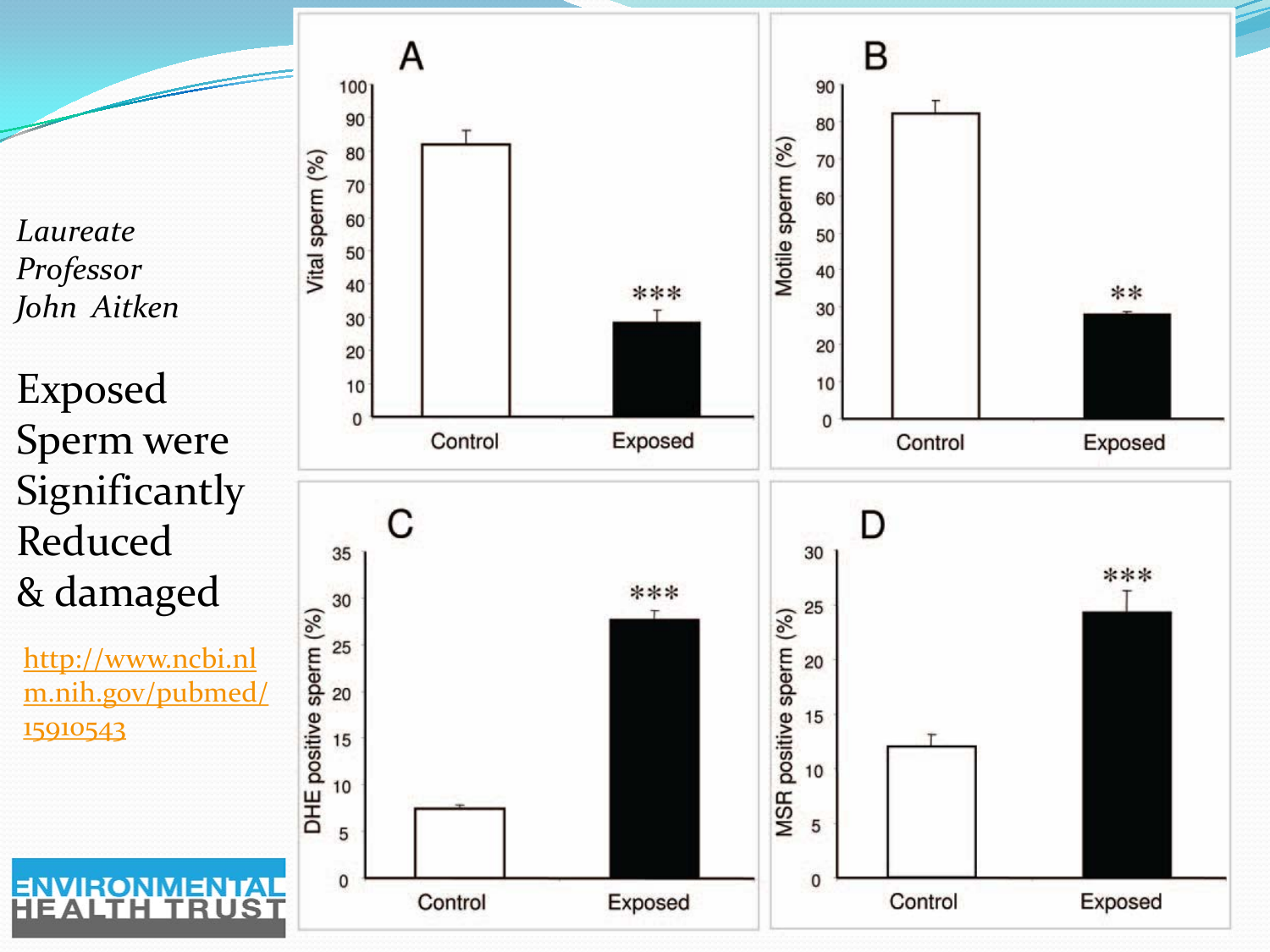*Laureate Professor John Aitken*

# Exposed Sperm were Significantly Reduced & damaged

[http://www.ncbi.nlm.nih.gov/pubmed/15910543](http://www.ncbi.nlm.nih.gov/pubmed/15910543)

ENVIRONMENTAL HEALTH TRUST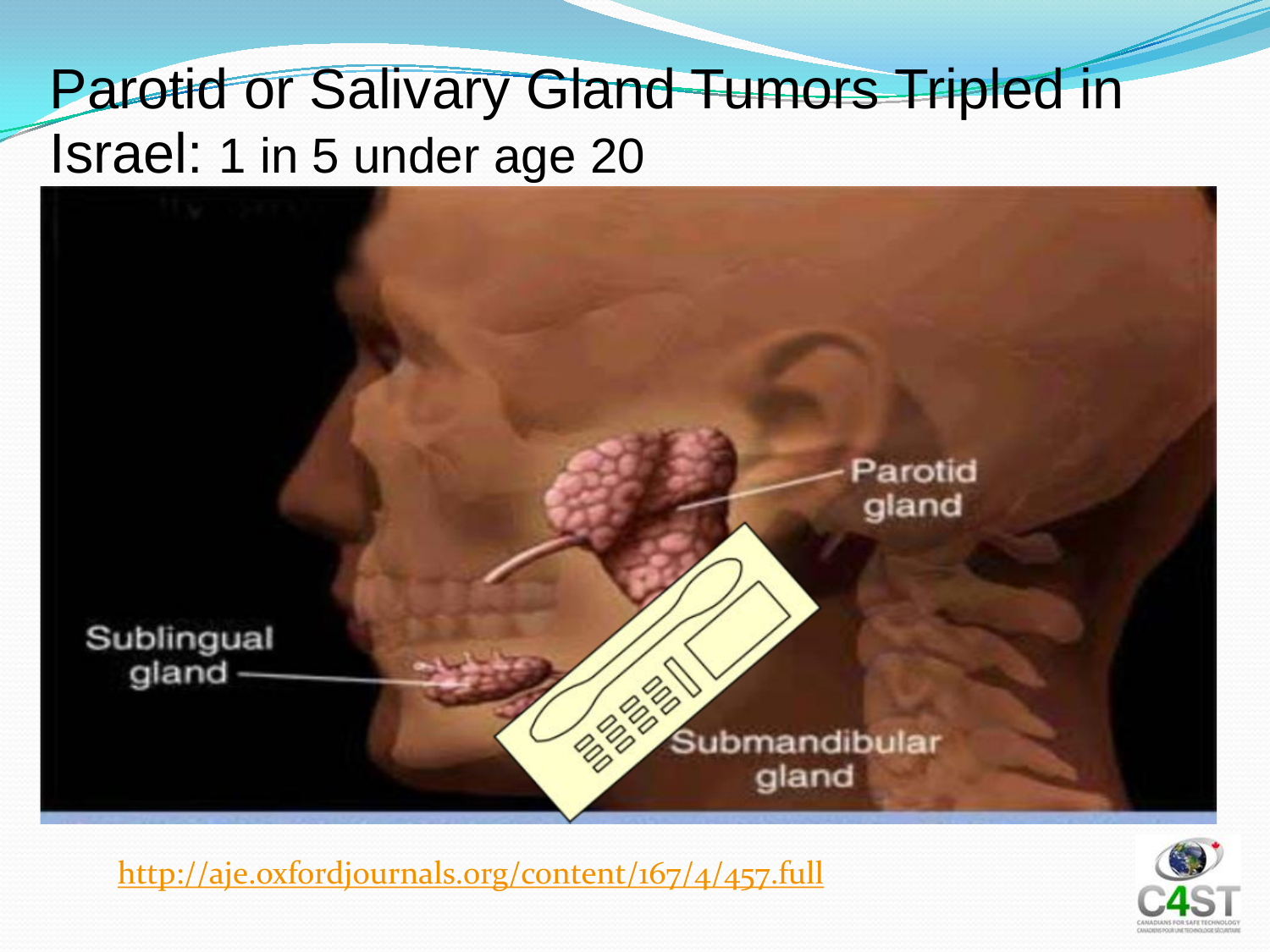# Parotid or Salivary Gland Tumors Tripled in Israel: 1 in 5 under age 20

Parotid gland

Sublingual gland

Submandibular gland

http://aje.oxfordjournals.org/content/167/4/457.full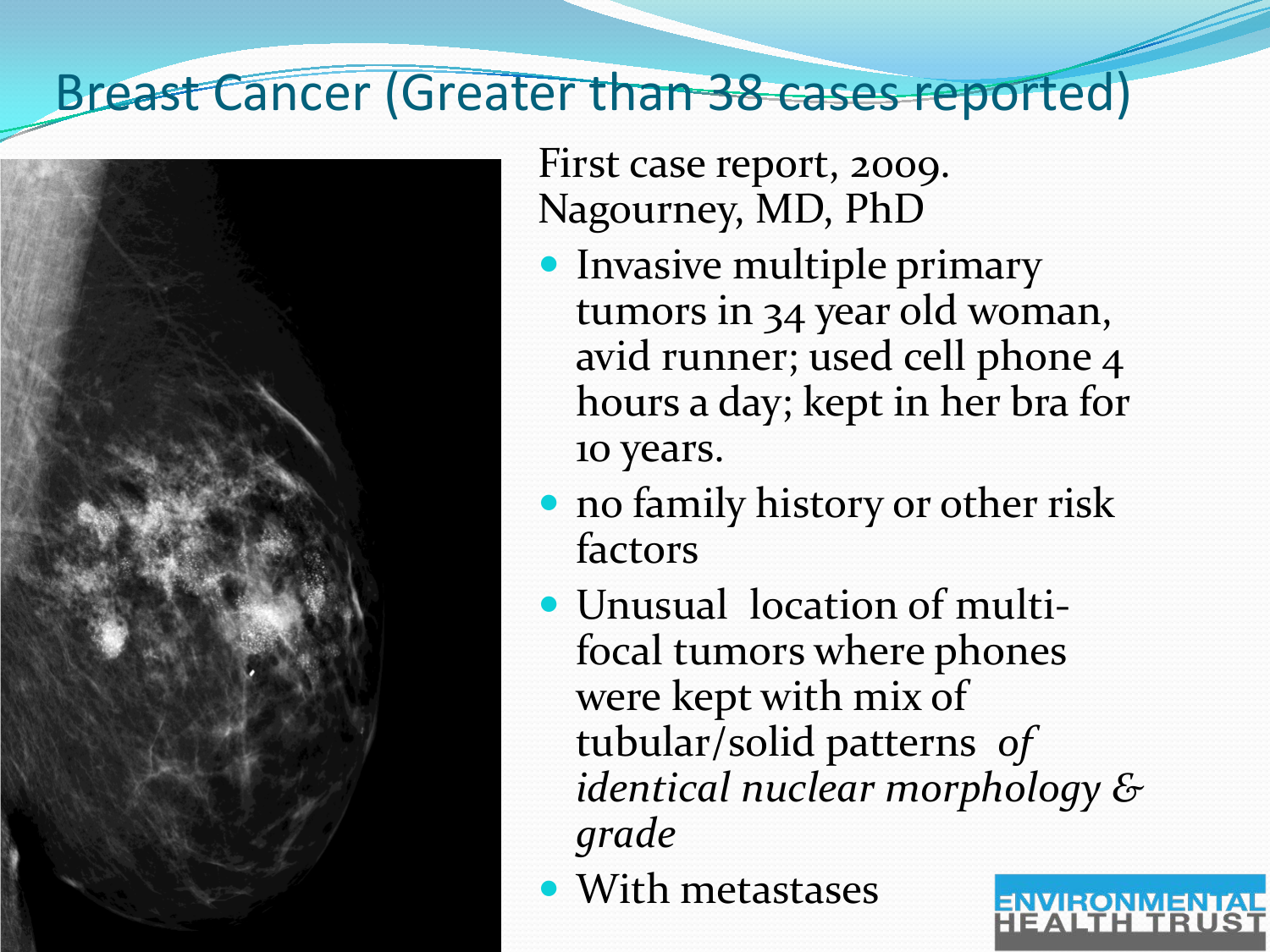# Breast Cancer (Greater than 38 cases reported)

First case report, 2009.
Nagourney, MD, PhD

- Invasive multiple primary tumors in 34 year old woman, avid runner; used cell phone 4 hours a day; kept in her bra for 10 years.
- no family history or other risk factors
- Unusual location of multi-focal tumors where phones were kept with mix of tubular/solid patterns *of identical nuclear morphology & grade*
- With metastases

ENVIRONMENTAL HEALTH TRUST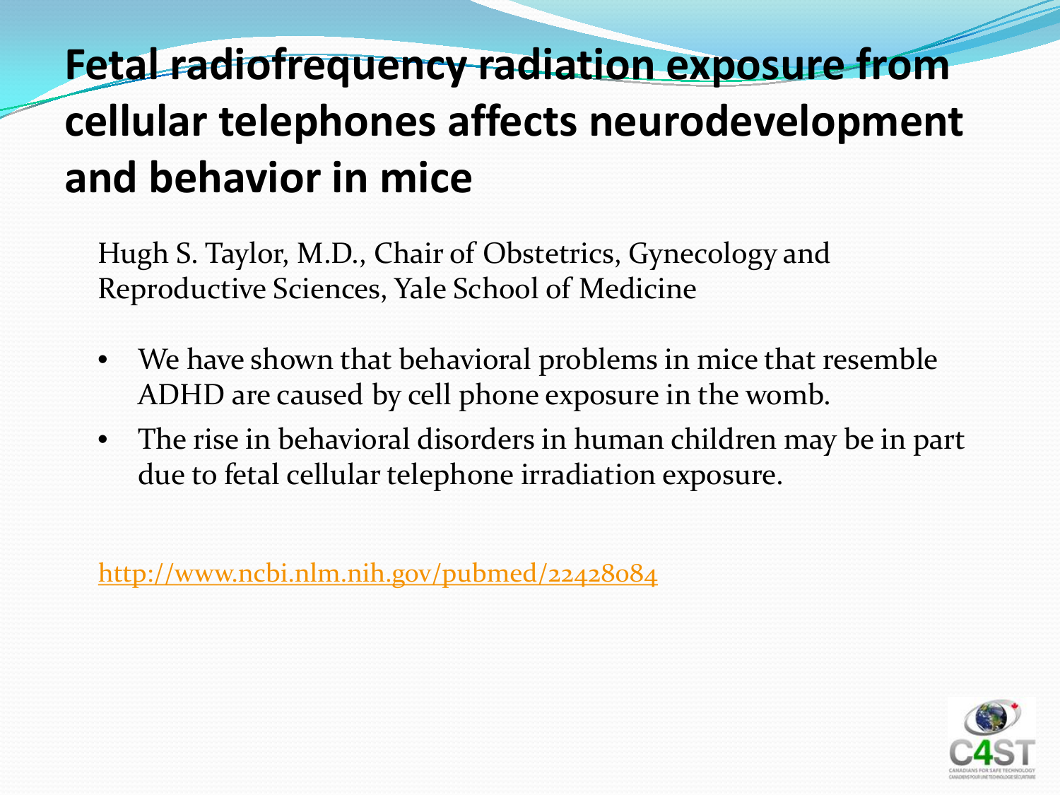# Fetal radiofrequency radiation exposure from cellular telephones affects neurodevelopment and behavior in mice

Hugh S. Taylor, M.D., Chair of Obstetrics, Gynecology and Reproductive Sciences, Yale School of Medicine

- We have shown that behavioral problems in mice that resemble ADHD are caused by cell phone exposure in the womb.
- The rise in behavioral disorders in human children may be in part due to fetal cellular telephone irradiation exposure.

http://www.ncbi.nlm.nih.gov/pubmed/22428084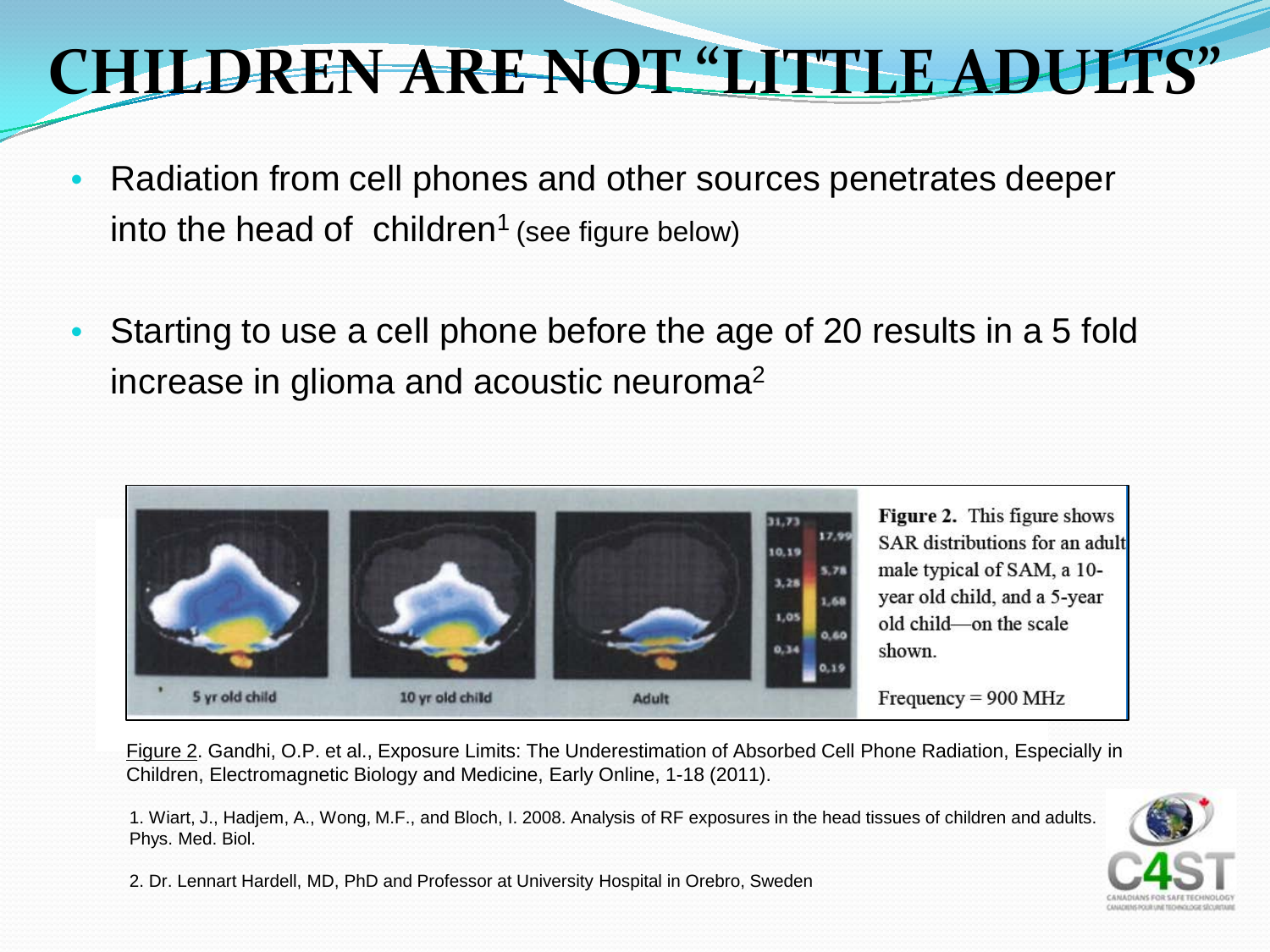# CHILDREN ARE NOT "LITTLE ADULTS"

- Radiation from cell phones and other sources penetrates deeper into the head of children[1] (see figure below)
- Starting to use a cell phone before the age of 20 results in a 5 fold increase in glioma and acoustic neuroma[2]

5 yr old child | 10 yr old child | Adult

**Figure 2.** This figure shows SAR distributions for an adult male typical of SAM, a 10-year old child, and a 5-year old child—on the scale shown.

Frequency = 900 MHz

Figure 2. Gandhi, O.P. et al., Exposure Limits: The Underestimation of Absorbed Cell Phone Radiation, Especially in Children, Electromagnetic Biology and Medicine, Early Online, 1-18 (2011).

1. Wiart, J., Hadjem, A., Wong, M.F., and Bloch, I. 2008. Analysis of RF exposures in the head tissues of children and adults. Phys. Med. Biol.

2. Dr. Lennart Hardell, MD, PhD and Professor at University Hospital in Orebro, Sweden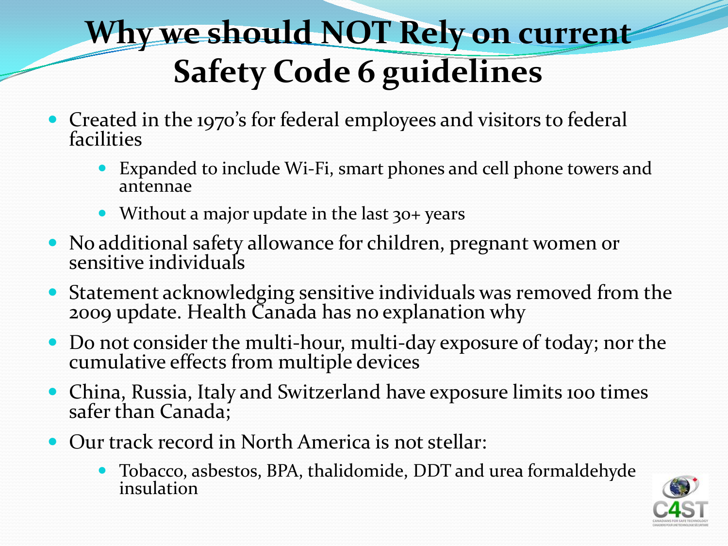# Why we should NOT Rely on current Safety Code 6 guidelines

- Created in the 1970's for federal employees and visitors to federal facilities
  - Expanded to include Wi-Fi, smart phones and cell phone towers and antennae
  - Without a major update in the last 30+ years
- No additional safety allowance for children, pregnant women or sensitive individuals
- Statement acknowledging sensitive individuals was removed from the 2009 update. Health Canada has no explanation why
- Do not consider the multi-hour, multi-day exposure of today; nor the cumulative effects from multiple devices
- China, Russia, Italy and Switzerland have exposure limits 100 times safer than Canada;
- Our track record in North America is not stellar:
  - Tobacco, asbestos, BPA, thalidomide, DDT and urea formaldehyde insulation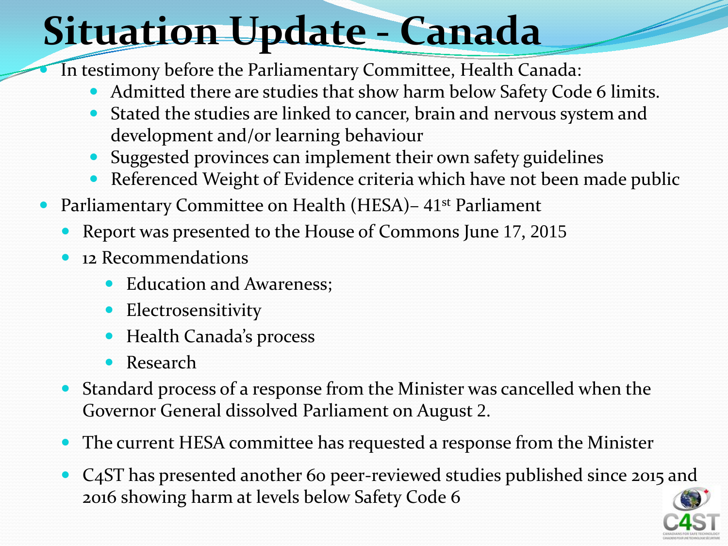# Situation Update - Canada

- In testimony before the Parliamentary Committee, Health Canada:
  - Admitted there are studies that show harm below Safety Code 6 limits.
  - Stated the studies are linked to cancer, brain and nervous system and development and/or learning behaviour
  - Suggested provinces can implement their own safety guidelines
  - Referenced Weight of Evidence criteria which have not been made public
- Parliamentary Committee on Health (HESA)– 41st Parliament
  - Report was presented to the House of Commons June 17, 2015
  - 12 Recommendations
    - Education and Awareness;
    - Electrosensitivity
    - Health Canada's process
    - Research
  - Standard process of a response from the Minister was cancelled when the Governor General dissolved Parliament on August 2.
  - The current HESA committee has requested a response from the Minister
  - C4ST has presented another 60 peer-reviewed studies published since 2015 and 2016 showing harm at levels below Safety Code 6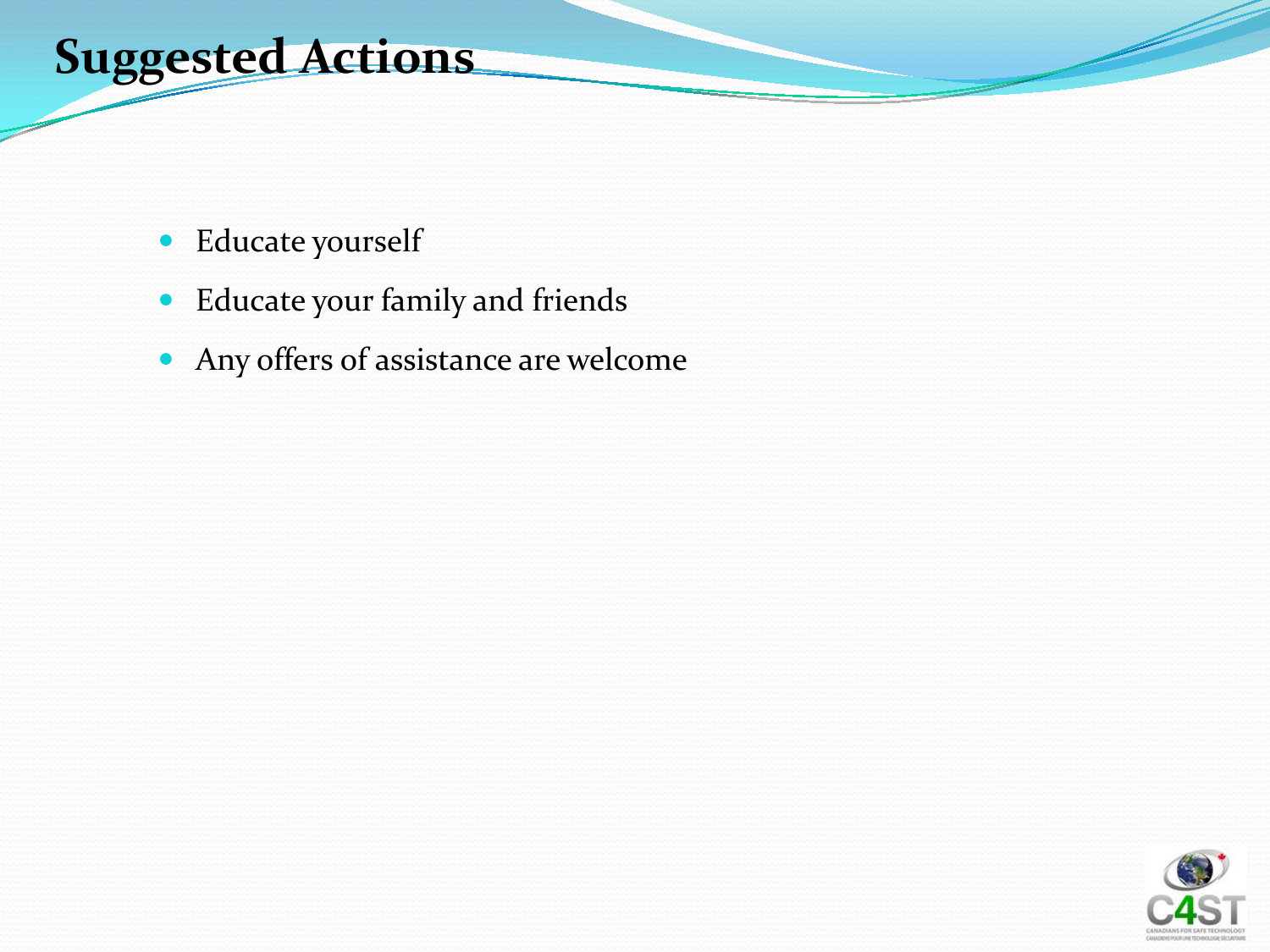# Suggested Actions

- Educate yourself
- Educate your family and friends
- Any offers of assistance are welcome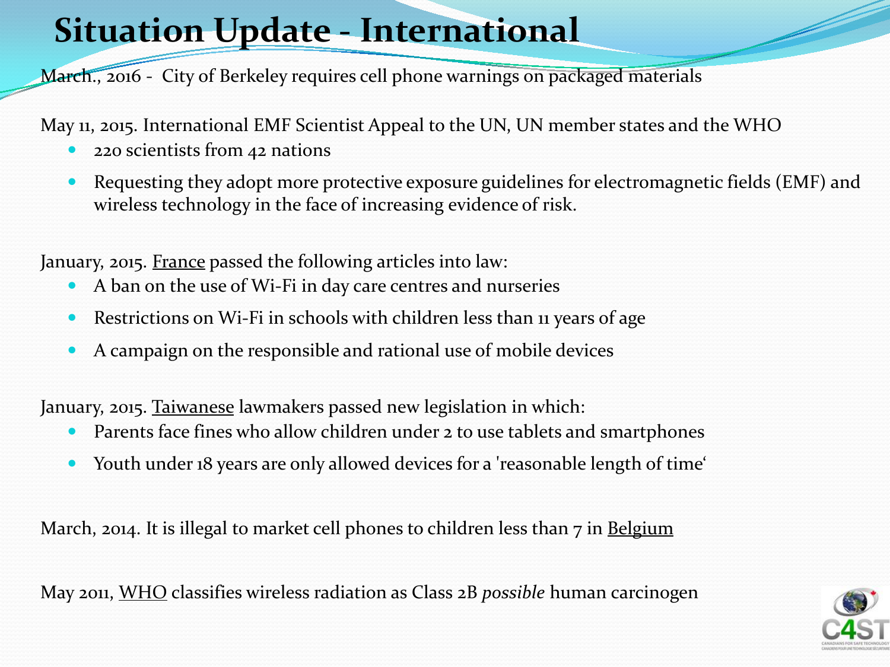# Situation Update - International

March., 2016 - City of Berkeley requires cell phone warnings on packaged materials

May 11, 2015. International EMF Scientist Appeal to the UN, UN member states and the WHO

- 220 scientists from 42 nations
- Requesting they adopt more protective exposure guidelines for electromagnetic fields (EMF) and wireless technology in the face of increasing evidence of risk.

January, 2015. France passed the following articles into law:

- A ban on the use of Wi-Fi in day care centres and nurseries
- Restrictions on Wi-Fi in schools with children less than 11 years of age
- A campaign on the responsible and rational use of mobile devices

January, 2015. Taiwanese lawmakers passed new legislation in which:

- Parents face fines who allow children under 2 to use tablets and smartphones
- Youth under 18 years are only allowed devices for a 'reasonable length of time'

March, 2014. It is illegal to market cell phones to children less than 7 in Belgium

May 2011, WHO classifies wireless radiation as Class 2B *possible* human carcinogen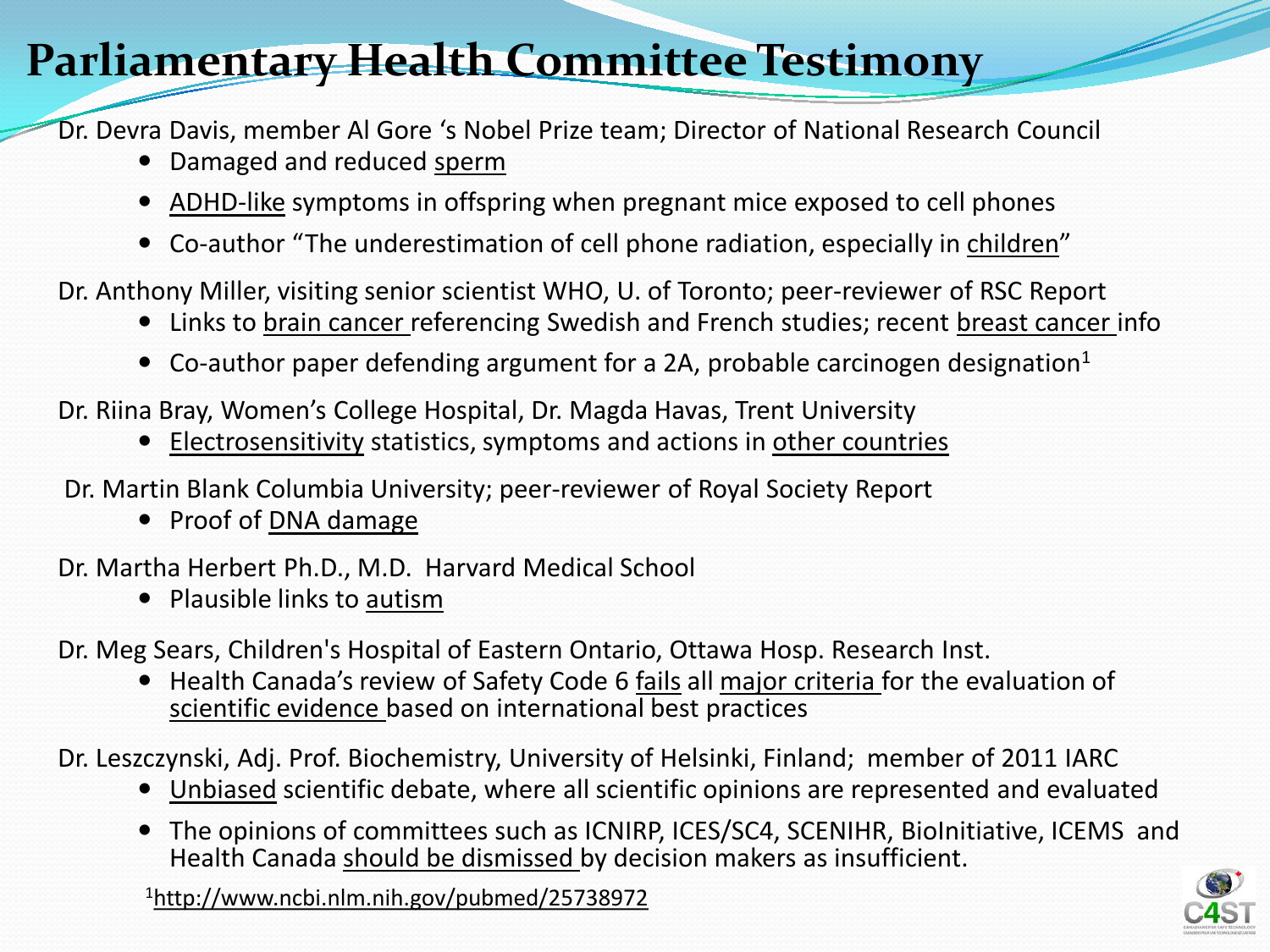# Parliamentary Health Committee Testimony

Dr. Devra Davis, member Al Gore 's Nobel Prize team; Director of National Research Council

- Damaged and reduced sperm
- ADHD-like symptoms in offspring when pregnant mice exposed to cell phones
- Co-author "The underestimation of cell phone radiation, especially in children"

Dr. Anthony Miller, visiting senior scientist WHO, U. of Toronto; peer-reviewer of RSC Report

- Links to brain cancer referencing Swedish and French studies; recent breast cancer info
- Co-author paper defending argument for a 2A, probable carcinogen designation[1]

Dr. Riina Bray, Women's College Hospital, Dr. Magda Havas, Trent University

- Electrosensitivity statistics, symptoms and actions in other countries

Dr. Martin Blank Columbia University; peer-reviewer of Royal Society Report

- Proof of DNA damage

Dr. Martha Herbert Ph.D., M.D. Harvard Medical School

- Plausible links to autism

Dr. Meg Sears, Children's Hospital of Eastern Ontario, Ottawa Hosp. Research Inst.

- Health Canada's review of Safety Code 6 fails all major criteria for the evaluation of scientific evidence based on international best practices

Dr. Leszczynski, Adj. Prof. Biochemistry, University of Helsinki, Finland; member of 2011 IARC

- Unbiased scientific debate, where all scientific opinions are represented and evaluated
- The opinions of committees such as ICNIRP, ICES/SC4, SCENIHR, BioInitiative, ICEMS and Health Canada should be dismissed by decision makers as insufficient.

[1] http://www.ncbi.nlm.nih.gov/pubmed/25738972